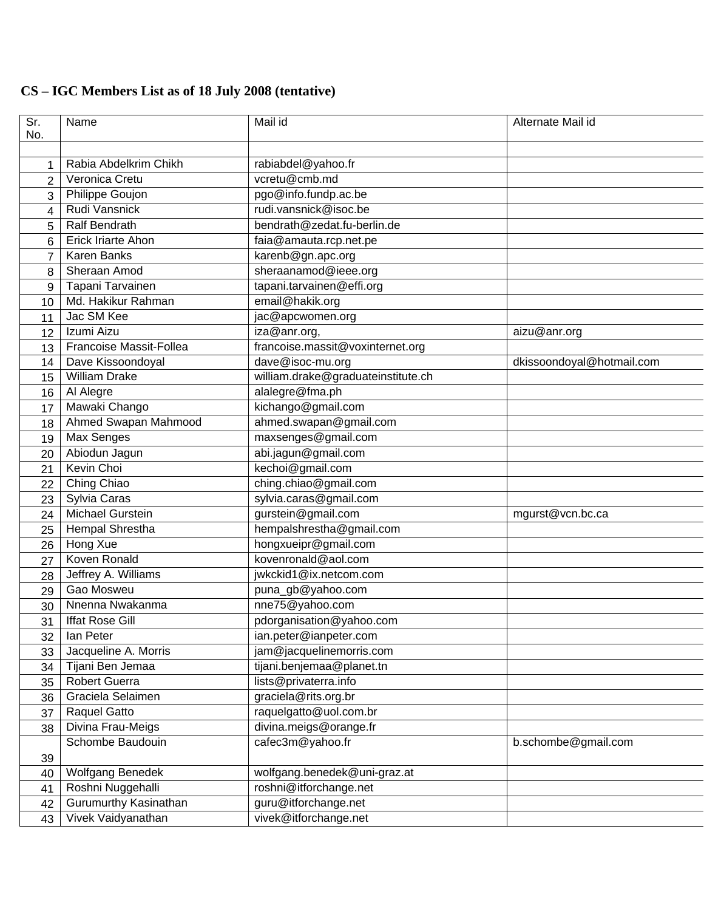**CS – IGC Members List as of 18 July 2008 (tentative)**

| Sr. No. | Name | Mail id | Alternate Mail id |
|---|---|---|---|
| | | | |
| 1 | Rabia Abdelkrim Chikh | rabiabdel@yahoo.fr | |
| 2 | Veronica Cretu | vcretu@cmb.md | |
| 3 | Philippe Goujon | pgo@info.fundp.ac.be | |
| 4 | Rudi Vansnick | rudi.vansnick@isoc.be | |
| 5 | Ralf Bendrath | bendrath@zedat.fu-berlin.de | |
| 6 | Erick Iriarte Ahon | faia@amauta.rcp.net.pe | |
| 7 | Karen Banks | karenb@gn.apc.org | |
| 8 | Sheraan Amod | sheraanamod@ieee.org | |
| 9 | Tapani Tarvainen | tapani.tarvainen@effi.org | |
| 10 | Md. Hakikur Rahman | email@hakik.org | |
| 11 | Jac SM Kee | jac@apcwomen.org | |
| 12 | Izumi Aizu | iza@anr.org, | aizu@anr.org |
| 13 | Francoise Massit-Follea | francoise.massit@voxinternet.org | |
| 14 | Dave Kissoondoyal | dave@isoc-mu.org | dkissoondoyal@hotmail.com |
| 15 | William Drake | william.drake@graduateinstitute.ch | |
| 16 | Al Alegre | alalegre@fma.ph | |
| 17 | Mawaki Chango | kichango@gmail.com | |
| 18 | Ahmed Swapan Mahmood | ahmed.swapan@gmail.com | |
| 19 | Max Senges | maxsenges@gmail.com | |
| 20 | Abiodun Jagun | abi.jagun@gmail.com | |
| 21 | Kevin Choi | kechoi@gmail.com | |
| 22 | Ching Chiao | ching.chiao@gmail.com | |
| 23 | Sylvia Caras | sylvia.caras@gmail.com | |
| 24 | Michael Gurstein | gurstein@gmail.com | mgurst@vcn.bc.ca |
| 25 | Hempal Shrestha | hempalshrestha@gmail.com | |
| 26 | Hong Xue | hongxueipr@gmail.com | |
| 27 | Koven Ronald | kovenronald@aol.com | |
| 28 | Jeffrey A. Williams | jwkckid1@ix.netcom.com | |
| 29 | Gao Mosweu | puna_gb@yahoo.com | |
| 30 | Nnenna Nwakanma | nne75@yahoo.com | |
| 31 | Iffat Rose Gill | pdorganisation@yahoo.com | |
| 32 | Ian Peter | ian.peter@ianpeter.com | |
| 33 | Jacqueline A. Morris | jam@jacquelinemorris.com | |
| 34 | Tijani Ben Jemaa | tijani.benjemaa@planet.tn | |
| 35 | Robert Guerra | lists@privaterra.info | |
| 36 | Graciela Selaimen | graciela@rits.org.br | |
| 37 | Raquel Gatto | raquelgatto@uol.com.br | |
| 38 | Divina Frau-Meigs | divina.meigs@orange.fr | |
| 39 | Schombe Baudouin | cafec3m@yahoo.fr | b.schombe@gmail.com |
| 40 | Wolfgang Benedek | wolfgang.benedek@uni-graz.at | |
| 41 | Roshni Nuggehalli | roshni@itforchange.net | |
| 42 | Gurumurthy Kasinathan | guru@itforchange.net | |
| 43 | Vivek Vaidyanathan | vivek@itforchange.net | |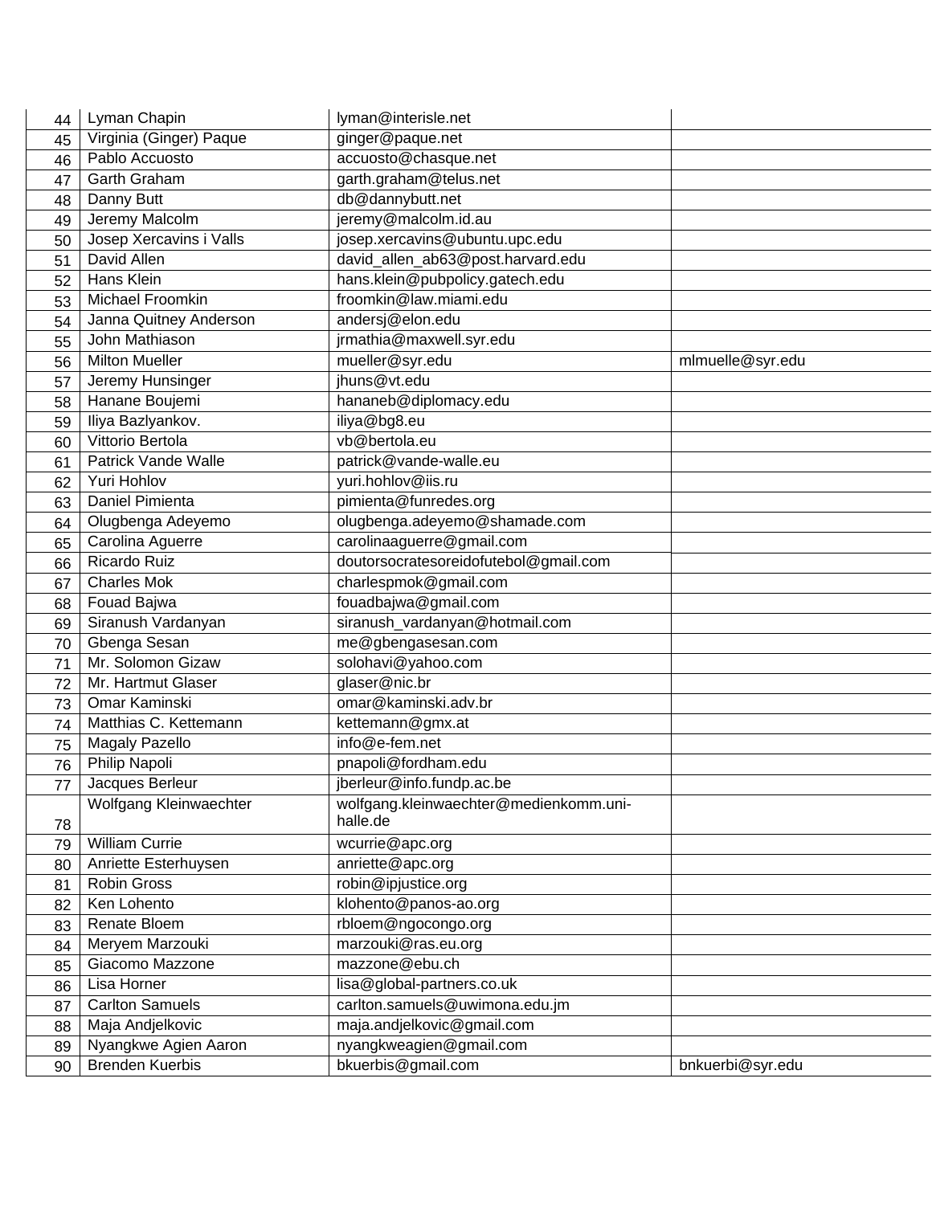| 44 | Lyman Chapin | lyman@interisle.net | |
|---|---|---|---|
| 45 | Virginia (Ginger) Paque | ginger@paque.net | |
| 46 | Pablo Accuosto | accuosto@chasque.net | |
| 47 | Garth Graham | garth.graham@telus.net | |
| 48 | Danny Butt | db@dannybutt.net | |
| 49 | Jeremy Malcolm | jeremy@malcolm.id.au | |
| 50 | Josep Xercavins i Valls | josep.xercavins@ubuntu.upc.edu | |
| 51 | David Allen | david_allen_ab63@post.harvard.edu | |
| 52 | Hans Klein | hans.klein@pubpolicy.gatech.edu | |
| 53 | Michael Froomkin | froomkin@law.miami.edu | |
| 54 | Janna Quitney Anderson | andersj@elon.edu | |
| 55 | John Mathiason | jrmathia@maxwell.syr.edu | |
| 56 | Milton Mueller | mueller@syr.edu | mlmuelle@syr.edu |
| 57 | Jeremy Hunsinger | jhuns@vt.edu | |
| 58 | Hanane Boujemi | hananeb@diplomacy.edu | |
| 59 | Iliya Bazlyankov. | iliya@bg8.eu | |
| 60 | Vittorio Bertola | vb@bertola.eu | |
| 61 | Patrick Vande Walle | patrick@vande-walle.eu | |
| 62 | Yuri Hohlov | yuri.hohlov@iis.ru | |
| 63 | Daniel Pimienta | pimienta@funredes.org | |
| 64 | Olugbenga Adeyemo | olugbenga.adeyemo@shamade.com | |
| 65 | Carolina Aguerre | carolinaaguerre@gmail.com | |
| 66 | Ricardo Ruiz | doutorsocratesoreidofutebol@gmail.com | |
| 67 | Charles Mok | charlespmok@gmail.com | |
| 68 | Fouad Bajwa | fouadbajwa@gmail.com | |
| 69 | Siranush Vardanyan | siranush_vardanyan@hotmail.com | |
| 70 | Gbenga Sesan | me@gbengasesan.com | |
| 71 | Mr. Solomon Gizaw | solohavi@yahoo.com | |
| 72 | Mr. Hartmut Glaser | glaser@nic.br | |
| 73 | Omar Kaminski | omar@kaminski.adv.br | |
| 74 | Matthias C. Kettemann | kettemann@gmx.at | |
| 75 | Magaly Pazello | info@e-fem.net | |
| 76 | Philip Napoli | pnapoli@fordham.edu | |
| 77 | Jacques Berleur | jberleur@info.fundp.ac.be | |
| 78 | Wolfgang Kleinwaechter | wolfgang.kleinwaechter@medienkomm.uni-halle.de | |
| 79 | William Currie | wcurrie@apc.org | |
| 80 | Anriette Esterhuysen | anriette@apc.org | |
| 81 | Robin Gross | robin@ipjustice.org | |
| 82 | Ken Lohento | klohento@panos-ao.org | |
| 83 | Renate Bloem | rbloem@ngocongo.org | |
| 84 | Meryem Marzouki | marzouki@ras.eu.org | |
| 85 | Giacomo Mazzone | mazzone@ebu.ch | |
| 86 | Lisa Horner | lisa@global-partners.co.uk | |
| 87 | Carlton Samuels | carlton.samuels@uwimona.edu.jm | |
| 88 | Maja Andjelkovic | maja.andjelkovic@gmail.com | |
| 89 | Nyangkwe Agien Aaron | nyangkweagien@gmail.com | |
| 90 | Brenden Kuerbis | bkuerbis@gmail.com | bnkuerbi@syr.edu |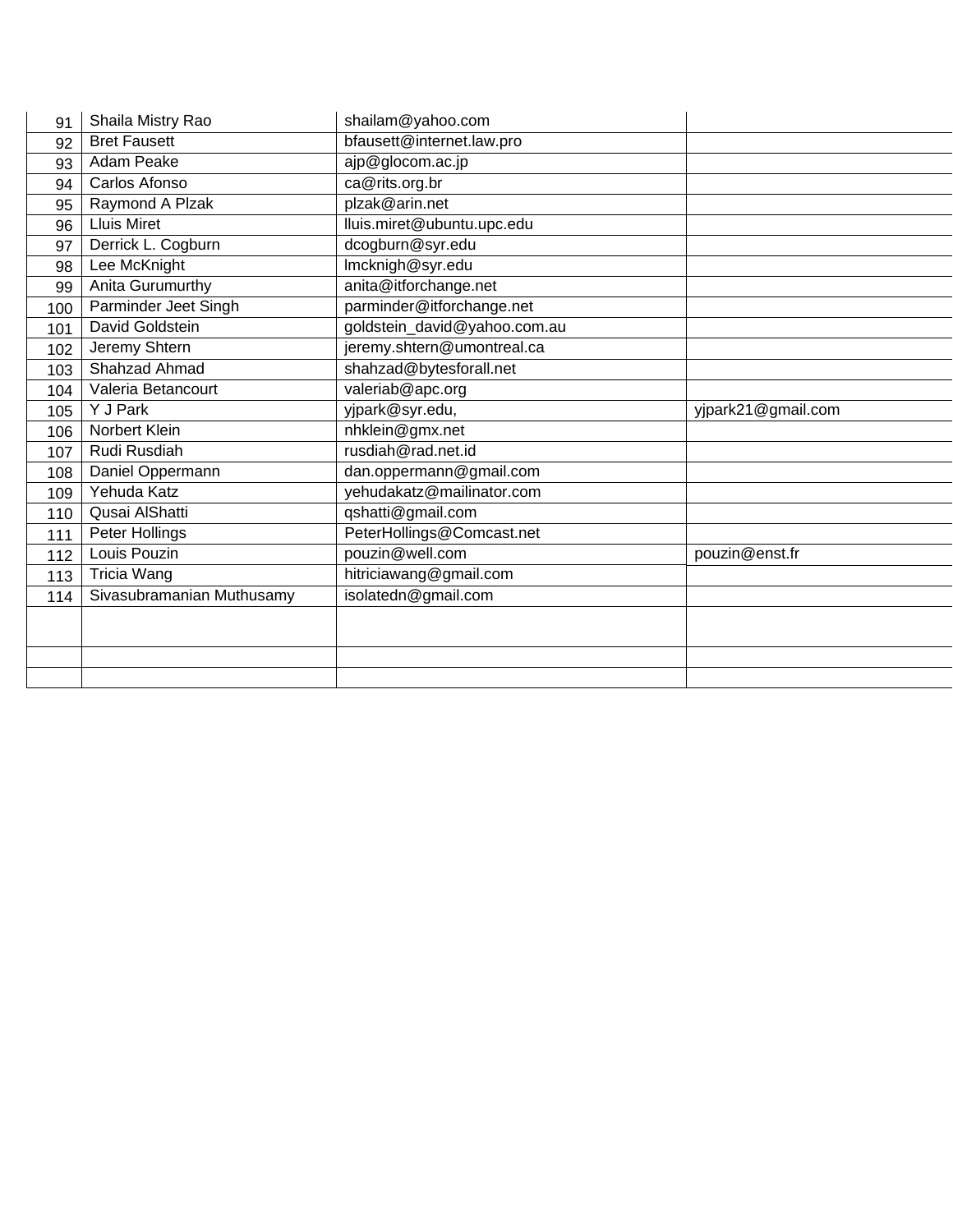| | | | |
|---|---|---|---|
| 91 | Shaila Mistry Rao | shailam@yahoo.com | |
| 92 | Bret Fausett | bfausett@internet.law.pro | |
| 93 | Adam Peake | ajp@glocom.ac.jp | |
| 94 | Carlos Afonso | ca@rits.org.br | |
| 95 | Raymond A Plzak | plzak@arin.net | |
| 96 | Lluis Miret | lluis.miret@ubuntu.upc.edu | |
| 97 | Derrick L. Cogburn | dcogburn@syr.edu | |
| 98 | Lee McKnight | lmcknigh@syr.edu | |
| 99 | Anita Gurumurthy | anita@itforchange.net | |
| 100 | Parminder Jeet Singh | parminder@itforchange.net | |
| 101 | David Goldstein | goldstein_david@yahoo.com.au | |
| 102 | Jeremy Shtern | jeremy.shtern@umontreal.ca | |
| 103 | Shahzad Ahmad | shahzad@bytesforall.net | |
| 104 | Valeria Betancourt | valeriab@apc.org | |
| 105 | Y J Park | yjpark@syr.edu, | yjpark21@gmail.com |
| 106 | Norbert Klein | nhklein@gmx.net | |
| 107 | Rudi Rusdiah | rusdiah@rad.net.id | |
| 108 | Daniel Oppermann | dan.oppermann@gmail.com | |
| 109 | Yehuda Katz | yehudakatz@mailinator.com | |
| 110 | Qusai AlShatti | qshatti@gmail.com | |
| 111 | Peter Hollings | PeterHollings@Comcast.net | |
| 112 | Louis Pouzin | pouzin@well.com | pouzin@enst.fr |
| 113 | Tricia Wang | hitriciawang@gmail.com | |
| 114 | Sivasubramanian Muthusamy | isolatedn@gmail.com | |
| | | | |
| | | | |
| | | | |